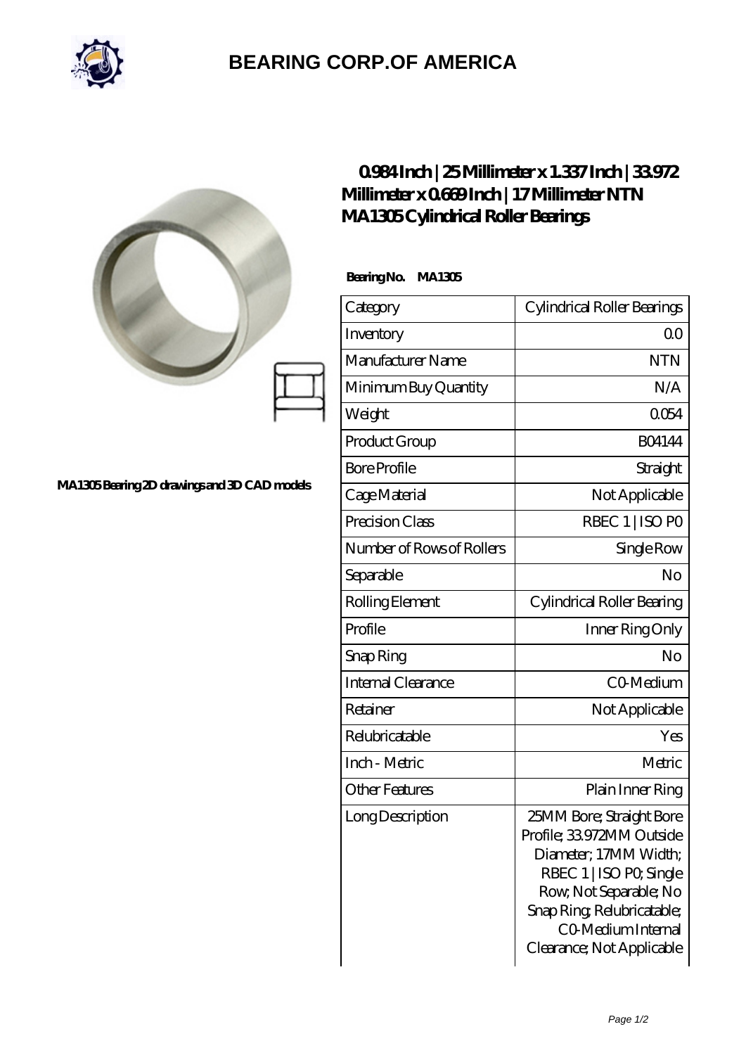# BEARING CORP.OF AMERICA

MA1305 Bearing 2D drawings and 3D CAD models

## 0.984 Inch | 25 Millimeter x 1.337 Inch | 33.972 Millimeter x 0.669 Inch | 17 Millimeter NTN MA1305 Cylindrical Roller Bearings

**Bearing No. MA1305**

| Category | Cylindrical Roller Bearings |
|---|---|
| Inventory | 0.0 |
| Manufacturer Name | NTN |
| Minimum Buy Quantity | N/A |
| Weight | 0.054 |
| Product Group | B04144 |
| Bore Profile | Straight |
| Cage Material | Not Applicable |
| Precision Class | RBEC 1 \| ISO P0 |
| Number of Rows of Rollers | Single Row |
| Separable | No |
| Rolling Element | Cylindrical Roller Bearing |
| Profile | Inner Ring Only |
| Snap Ring | No |
| Internal Clearance | C0-Medium |
| Retainer | Not Applicable |
| Relubricatable | Yes |
| Inch - Metric | Metric |
| Other Features | Plain Inner Ring |
| Long Description | 25MM Bore; Straight Bore Profile; 33.972MM Outside Diameter; 17MM Width; RBEC 1 \| ISO P0; Single Row; Not Separable; No Snap Ring; Relubricatable; C0-Medium Internal Clearance; Not Applicable |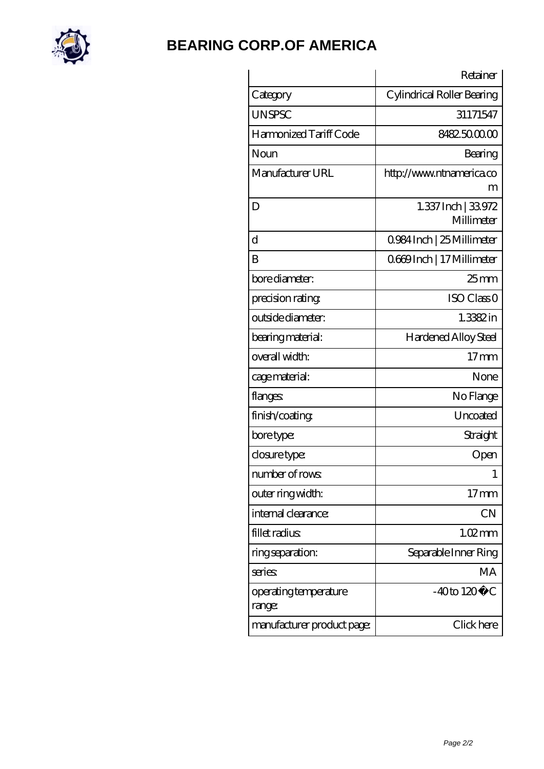# BEARING CORP.OF AMERICA

| | |
|---|---|
| | Retainer |
| Category | Cylindrical Roller Bearing |
| UNSPSC | 31171547 |
| Harmonized Tariff Code | 8482.50.00.00 |
| Noun | Bearing |
| Manufacturer URL | http://www.ntnamerica.com |
| D | 1.337 Inch \| 33.972 Millimeter |
| d | 0.984 Inch \| 25 Millimeter |
| B | 0.669 Inch \| 17 Millimeter |
| bore diameter: | 25 mm |
| precision rating: | ISO Class 0 |
| outside diameter: | 1.3382 in |
| bearing material: | Hardened Alloy Steel |
| overall width: | 17 mm |
| cage material: | None |
| flanges: | No Flange |
| finish/coating: | Uncoated |
| bore type: | Straight |
| closure type: | Open |
| number of rows: | 1 |
| outer ring width: | 17 mm |
| internal clearance: | CN |
| fillet radius: | 1.02 mm |
| ring separation: | Separable Inner Ring |
| series: | MA |
| operating temperature range: | -40 to 120 �C |
| manufacturer product page: | Click here |